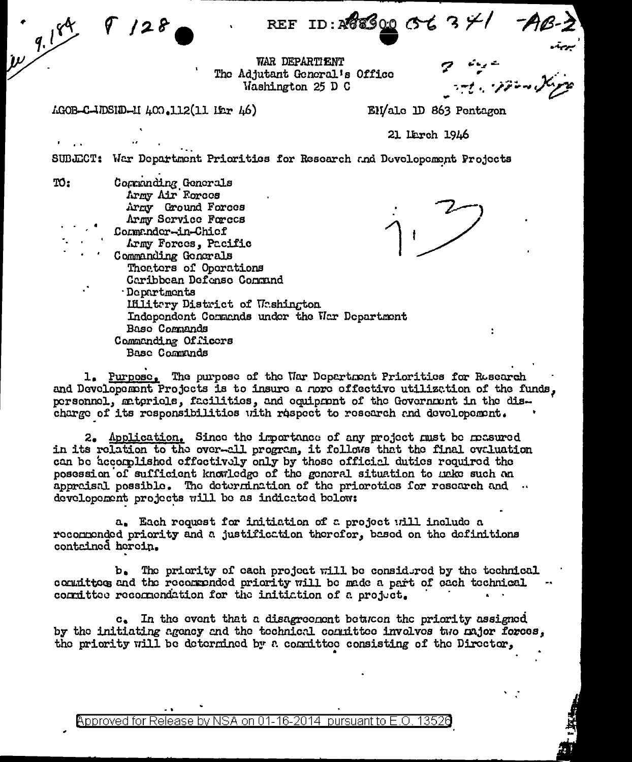REF ID:A68900

WAR DEPARTMENT
The Adjutant General's Office
Washington 25 D C

AGOB-C-MDSMD-M 400.112(11 Mar 46)

EM/alc 1D 863 Pentagon

21 March 1946

SUBJECT: War Department Priorities for Research and Development Projects

TO: Commanding Generals
Army Air Forces
Army Ground Forces
Army Service Forces
Commander-in-Chief
Army Forces, Pacific
Commanding Generals
Theaters of Operations
Caribbean Defense Command
Departments
Military District of Washington
Independent Commands under the War Department
Base Commands
Commanding Officers
Base Commands

1. Purpose. The purpose of the War Department Priorities for Research and Development Projects is to insure a more effective utilization of the funds, personnel, materials, facilities, and equipment of the Government in the discharge of its responsibilities with respect to research and development.

2. Application. Since the importance of any project must be measured in its relation to the over-all program, it follows that the final evaluation can be accomplished effectively only by those official duties required the possession of sufficient knowledge of the general situation to make such an appraisal possible. The determination of the priorities for research and development projects will be as indicated below:

a. Each request for initiation of a project will include a recommended priority and a justification therefor, based on the definitions contained herein.

b. The priority of each project will be considered by the technical committees and the recommended priority will be made a part of each technical committee recommendation for the initiation of a project.

c. In the event that a disagreement between the priority assigned by the initiating agency and the technical committee involves two major forces, the priority will be determined by a committee consisting of the Director,

Approved for Release by NSA on 01-16-2014 pursuant to E.O. 13526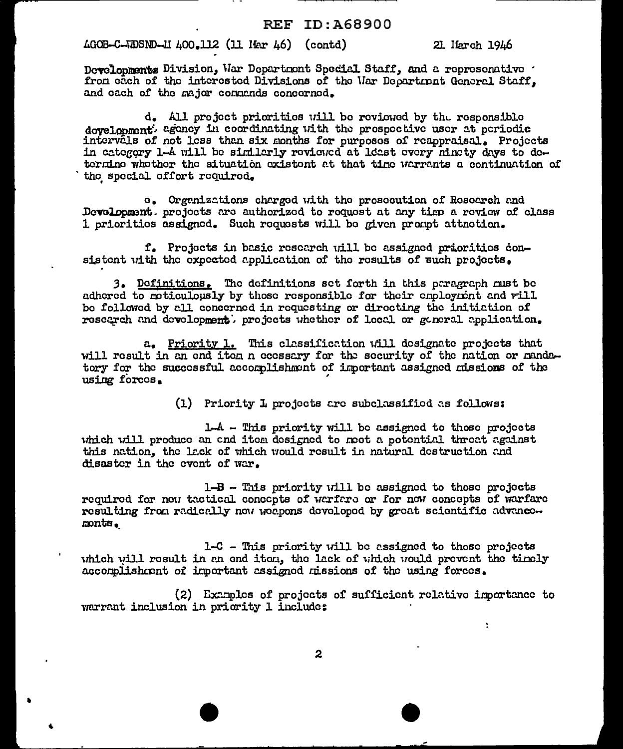AGOB-C-WDSND-H 400.112 (11 Mar 46) (contd) 21 March 1946

Developments Division, War Department Special Staff, and a represenative from each of the interested Divisions of the War Department General Staff, and each of the major commands concerned.

d. All project priorities will be reviewed by the responsible development agency in coordinating with the prospective user at periodic intervals of not less than six months for purposes of reappraisal. Projects in category 1-A will be similarly reviewed at least every ninety days to determine whether the situation existent at that time warrants a continuation of the special effort required.

e. Organizations charged with the prosecution of Research and Development projects are authorized to request at any time a review of class 1 priorities assigned. Such requests will be given prompt attnetion.

f. Projects in basic research will be assigned priorities consistent with the expected application of the results of such projects.

3. Definitions. The definitions set forth in this paragraph must be adhered to meticulously by those responsible for their employment and will be followed by all concerned in requesting or directing the initiation of research and development projects whether of local or general application.

a. Priority 1. This classification will designate projects that will result in an end item n ecessary for the security of the nation or mandatory for the successful accomplishment of important assigned missions of the using forces.

(1) Priority 1 projects are subclassified as follows:

1-A - This priority will be assigned to those projects which will produce an end item designed to meet a potential threat against this nation, the lack of which would result in natural destruction and disaster in the event of war.

1-B - This priority will be assigned to those projects required for new tactical concepts of warfare or for new concepts of warfare resulting from radically new weapons developed by great scientific advancements.

1-C - This priority will be assigned to those projects which will result in an end item, the lack of which would prevent the timely accomplishment of important assigned missions of the using forces.

(2) Examples of projects of sufficient relative importance to warrant inclusion in priority 1 include: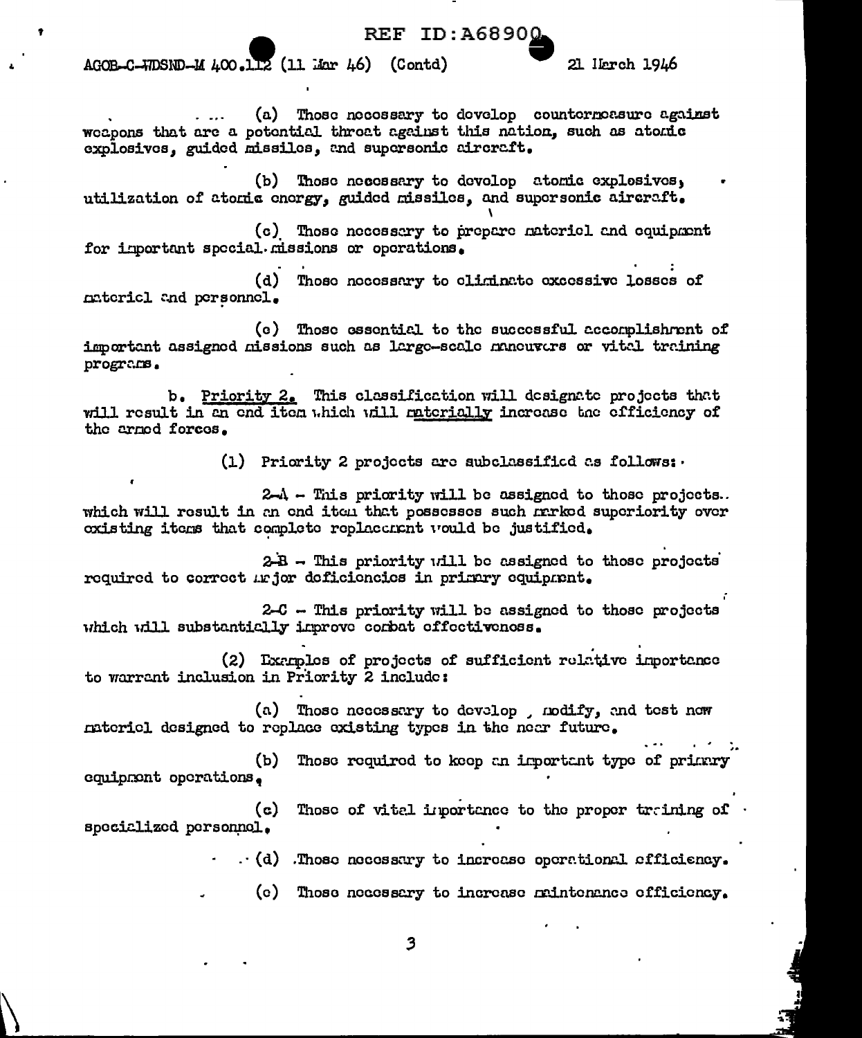AGOB-C-WDSND-M 400.112 (11 Mar 46) (Contd) 21 March 1946

(a) Those necessary to develop countermeasure against weapons that are a potential threat against this nation, such as atomic explosives, guided missiles, and supersonic aircraft.

(b) Those necessary to develop atomic explosives, utilization of atomic energy, guided missiles, and supersonic aircraft.

(c) Those necessary to prepare materiel and equipment for important special missions or operations.

(d) Those necessary to eliminate excessive losses of materiel and personnel.

(e) Those essential to the successful accomplishment of important assigned missions such as large-scale maneuvers or vital training programs.

b. Priority 2. This classification will designate projects that will result in an end item which will materially increase the efficiency of the armed forces.

(1) Priority 2 projects are subclassified as follows:

2-A – This priority will be assigned to those projects which will result in an end item that possesses such marked superiority over existing items that complete replacement would be justified.

2-B – This priority will be assigned to those projects required to correct major deficiencies in primary equipment.

2-C – This priority will be assigned to those projects which will substantially improve combat effectiveness.

(2) Examples of projects of sufficient relative importance to warrant inclusion in Priority 2 include:

(a) Those necessary to develop, modify, and test new materiel designed to replace existing types in the near future.

(b) Those required to keep an important type of primary equipment operations.

(c) Those of vital importance to the proper training of specialized personnel.

(d) Those necessary to increase operational efficiency.

(e) Those necessary to increase maintenance efficiency.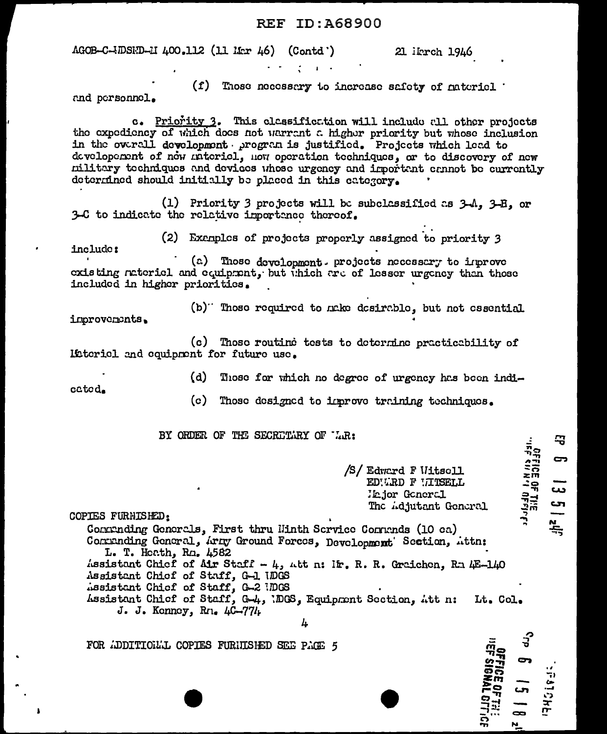REF ID:A68900

AGOB-C-WDSMD-M 400.112 (11 Mar 46) (Contd') 21 March 1946

(f) Those necessary to increase safety of materiel and personnel.

c. Priority 3. This classification will include all other projects the expediency of which does not warrant a higher priority but whose inclusion in the overall development program is justified. Projects which lead to development of new materiel, new operation techniques, or to discovery of new military techniques and devices whose urgency and important cannot be currently determined should initially be placed in this category.

(1) Priority 3 projects will be subclassified as 3-A, 3-B, or 3-C to indicate the relative importance thereof.

(2) Examples of projects properly assigned to priority 3 include:

(a) Those development projects necessary to improve existing materiel and equipment, but which are of lesser urgency than those included in higher priorities.

(b) Those required to make desirable, but not essential improvements.

(c) Those routine tests to determine practicability of Materiel and equipment for future use.

(d) Those for which no degree of urgency has been indicated.

(e) Those designed to improve training techniques.

BY ORDER OF THE SECRETARY OF WAR:

/S/ Edward F Witsell
EDWARD F WITSELL
Major General
The Adjutant General

COPIES FURNISHED:
Commanding Generals, First thru Ninth Service Commands (10 ea)
Commanding General, Army Ground Forces, Development Section, Attn: L. T. Heath, Rm. 4582
Assistant Chief of Air Staff - 4, Att n: Mr. R. R. Graichen, Rm 4E-140
Assistant Chief of Staff, G-1 WDGS
Assistant Chief of Staff, G-2 WDGS
Assistant Chief of Staff, G-4, WDGS, Equipment Section, Att n: Lt. Col. J. J. Kenney, Rm. 4C-774

FOR ADDITIONAL COPIES FURNISHED SEE PAGE 5

OFFICE OF THE CHIEF SIGNAL OFFICER
EP 6 13 51 24

OFFICE OF THE CHIEF SIGNAL OFFICE
Cp 6 15 18 24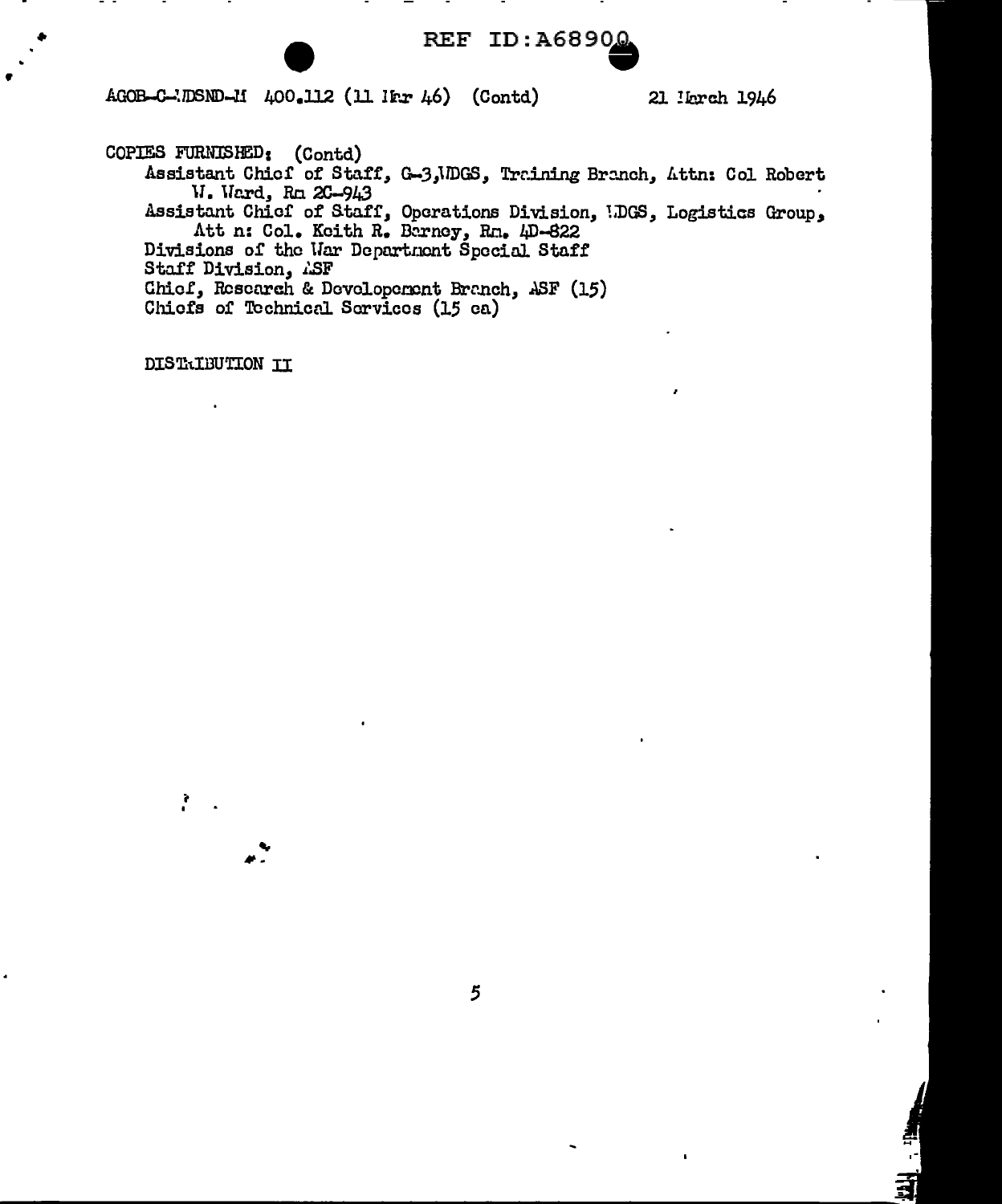AGOB-C-WDSND-M 400.112 (11 Mar 46) (Contd) 21 March 1946

COPIES FURNISHED: (Contd)

Assistant Chief of Staff, G-3, WDGS, Training Branch, Attn: Col Robert W. Ward, Rm 2C-943

Assistant Chief of Staff, Operations Division, WDGS, Logistics Group, Att n: Col. Keith R. Barney, Rm. 4D-822

Divisions of the War Department Special Staff

Staff Division, ASF

Chief, Research & Developement Branch, ASF (15)

Chiefs of Technical Services (15 ea)

DISTRIBUTION II